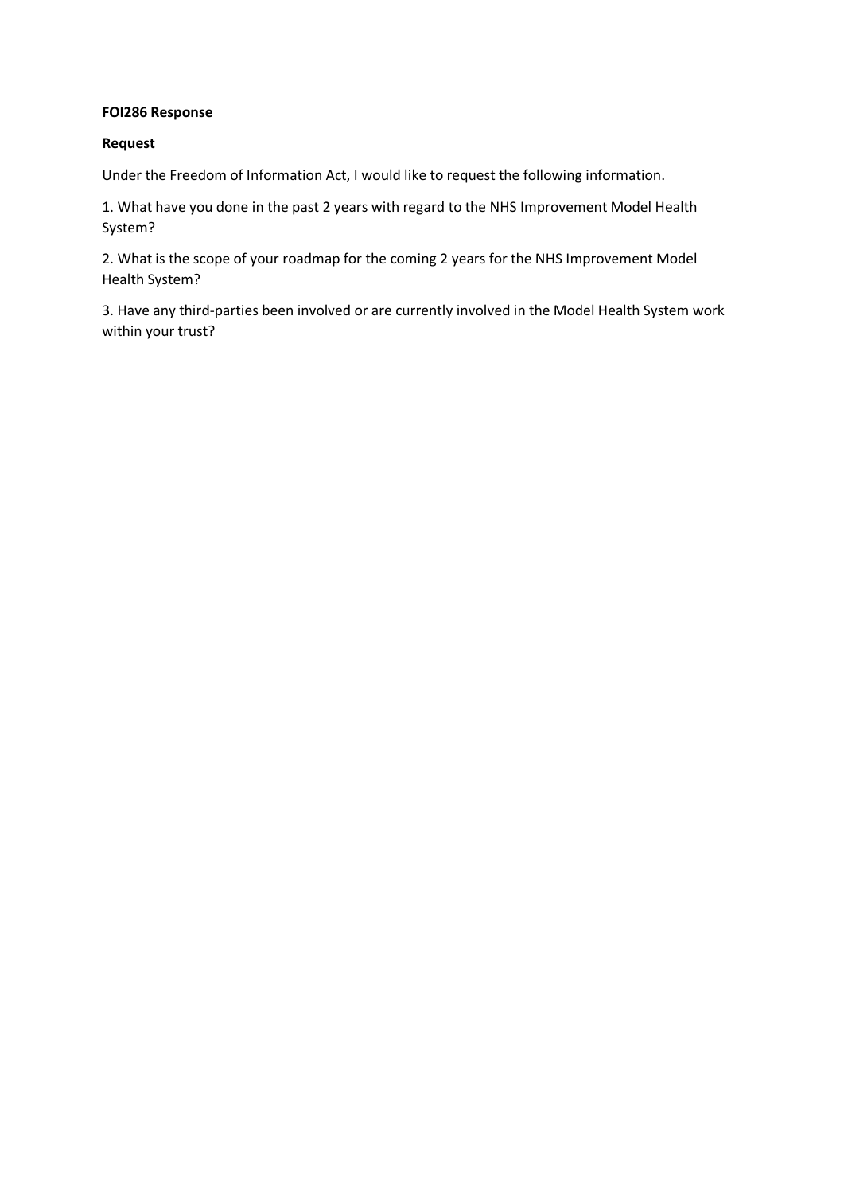**FOI286 Response**

**Request**

Under the Freedom of Information Act, I would like to request the following information.

1. What have you done in the past 2 years with regard to the NHS Improvement Model Health System?

2. What is the scope of your roadmap for the coming 2 years for the NHS Improvement Model Health System?

3. Have any third-parties been involved or are currently involved in the Model Health System work within your trust?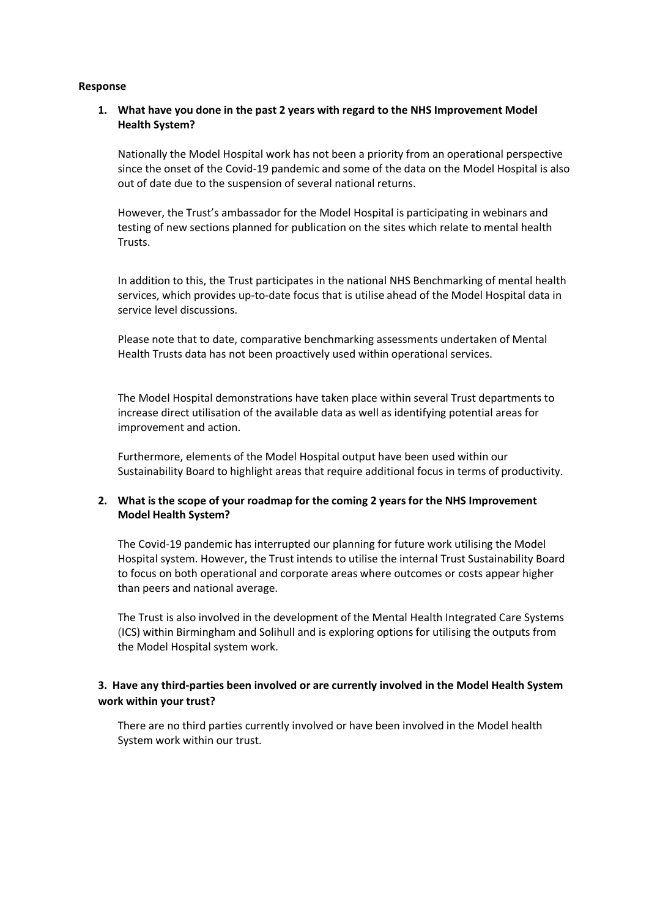**Response**

1. **What have you done in the past 2 years with regard to the NHS Improvement Model Health System?**

   Nationally the Model Hospital work has not been a priority from an operational perspective since the onset of the Covid-19 pandemic and some of the data on the Model Hospital is also out of date due to the suspension of several national returns.

   However, the Trust's ambassador for the Model Hospital is participating in webinars and testing of new sections planned for publication on the sites which relate to mental health Trusts.

   In addition to this, the Trust participates in the national NHS Benchmarking of mental health services, which provides up-to-date focus that is utilise ahead of the Model Hospital data in service level discussions.

   Please note that to date, comparative benchmarking assessments undertaken of Mental Health Trusts data has not been proactively used within operational services.

   The Model Hospital demonstrations have taken place within several Trust departments to increase direct utilisation of the available data as well as identifying potential areas for improvement and action.

   Furthermore, elements of the Model Hospital output have been used within our Sustainability Board to highlight areas that require additional focus in terms of productivity.

2. **What is the scope of your roadmap for the coming 2 years for the NHS Improvement Model Health System?**

   The Covid-19 pandemic has interrupted our planning for future work utilising the Model Hospital system. However, the Trust intends to utilise the internal Trust Sustainability Board to focus on both operational and corporate areas where outcomes or costs appear higher than peers and national average.

   The Trust is also involved in the development of the Mental Health Integrated Care Systems (ICS) within Birmingham and Solihull and is exploring options for utilising the outputs from the Model Hospital system work.

3. **Have any third-parties been involved or are currently involved in the Model Health System work within your trust?**

   There are no third parties currently involved or have been involved in the Model health System work within our trust.